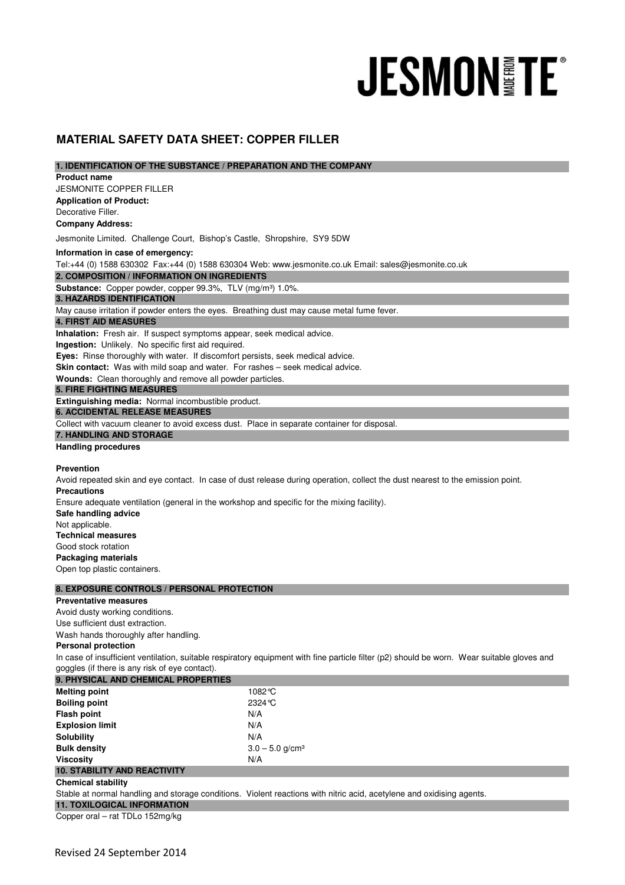JESMONITE®

# MATERIAL SAFETY DATA SHEET: COPPER FILLER

## 1. IDENTIFICATION OF THE SUBSTANCE / PREPARATION AND THE COMPANY

**Product name**

JESMONITE COPPER FILLER

**Application of Product:**

Decorative Filler.

**Company Address:**

Jesmonite Limited. Challenge Court, Bishop's Castle, Shropshire, SY9 5DW

**Information in case of emergency:**

Tel:+44 (0) 1588 630302 Fax:+44 (0) 1588 630304 Web: www.jesmonite.co.uk Email: sales@jesmonite.co.uk

## 2. COMPOSITION / INFORMATION ON INGREDIENTS

**Substance:** Copper powder, copper 99.3%, TLV (mg/m³) 1.0%.

## 3. HAZARDS IDENTIFICATION

May cause irritation if powder enters the eyes. Breathing dust may cause metal fume fever.

## 4. FIRST AID MEASURES

**Inhalation:** Fresh air. If suspect symptoms appear, seek medical advice.

**Ingestion:** Unlikely. No specific first aid required.

**Eyes:** Rinse thoroughly with water. If discomfort persists, seek medical advice.

**Skin contact:** Was with mild soap and water. For rashes – seek medical advice.

**Wounds:** Clean thoroughly and remove all powder particles.

## 5. FIRE FIGHTING MEASURES

**Extinguishing media:** Normal incombustible product.

## 6. ACCIDENTAL RELEASE MEASURES

Collect with vacuum cleaner to avoid excess dust. Place in separate container for disposal.

## 7. HANDLING AND STORAGE

**Handling procedures**

**Prevention**

Avoid repeated skin and eye contact. In case of dust release during operation, collect the dust nearest to the emission point.

**Precautions**

Ensure adequate ventilation (general in the workshop and specific for the mixing facility).

**Safe handling advice**

Not applicable.

**Technical measures**

Good stock rotation

**Packaging materials**

Open top plastic containers.

## 8. EXPOSURE CONTROLS / PERSONAL PROTECTION

**Preventative measures**

Avoid dusty working conditions.

Use sufficient dust extraction.

Wash hands thoroughly after handling.

**Personal protection**

In case of insufficient ventilation, suitable respiratory equipment with fine particle filter (p2) should be worn. Wear suitable gloves and goggles (if there is any risk of eye contact).

## 9. PHYSICAL AND CHEMICAL PROPERTIES

| | |
|---|---|
| **Melting point** | 1082°C |
| **Boiling point** | 2324°C |
| **Flash point** | N/A |
| **Explosion limit** | N/A |
| **Solubility** | N/A |
| **Bulk density** | 3.0 – 5.0 g/cm³ |
| **Viscosity** | N/A |

## 10. STABILITY AND REACTIVITY

**Chemical stability**

Stable at normal handling and storage conditions. Violent reactions with nitric acid, acetylene and oxidising agents.

## 11. TOXILOGICAL INFORMATION

Copper oral – rat TDLo 152mg/kg

Revised 24 September 2014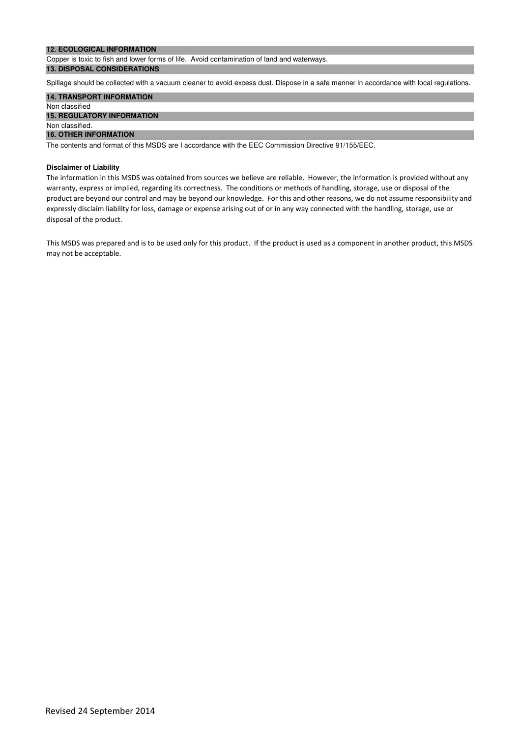## 12. ECOLOGICAL INFORMATION

Copper is toxic to fish and lower forms of life. Avoid contamination of land and waterways.

## 13. DISPOSAL CONSIDERATIONS

Spillage should be collected with a vacuum cleaner to avoid excess dust. Dispose in a safe manner in accordance with local regulations.

## 14. TRANSPORT INFORMATION

Non classified

## 15. REGULATORY INFORMATION

Non classified.

## 16. OTHER INFORMATION

The contents and format of this MSDS are I accordance with the EEC Commission Directive 91/155/EEC.

**Disclaimer of Liability**

The information in this MSDS was obtained from sources we believe are reliable. However, the information is provided without any warranty, express or implied, regarding its correctness. The conditions or methods of handling, storage, use or disposal of the product are beyond our control and may be beyond our knowledge. For this and other reasons, we do not assume responsibility and expressly disclaim liability for loss, damage or expense arising out of or in any way connected with the handling, storage, use or disposal of the product.

This MSDS was prepared and is to be used only for this product. If the product is used as a component in another product, this MSDS may not be acceptable.

Revised 24 September 2014